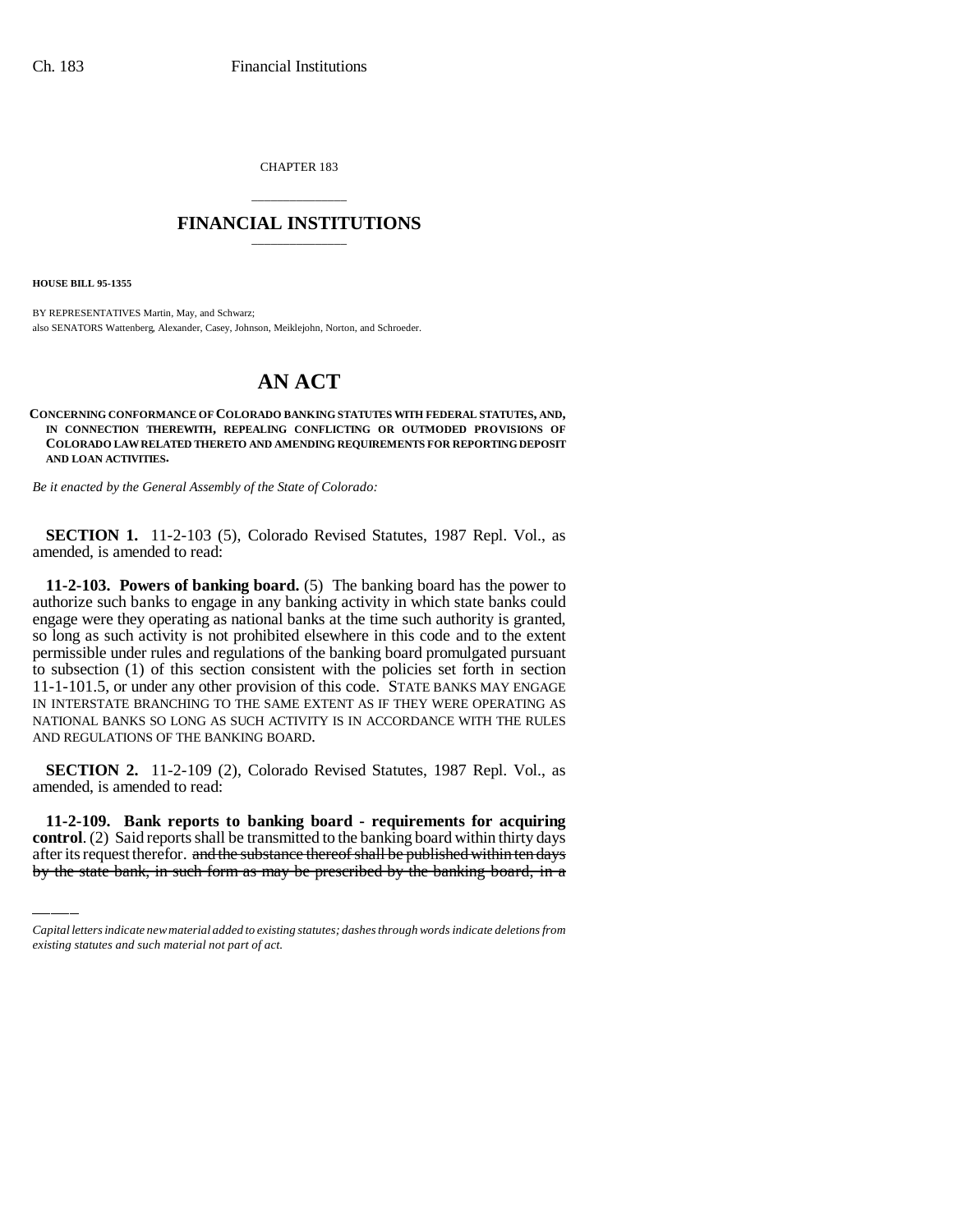CHAPTER 183

## FINANCIAL INSTITUTIONS

**HOUSE BILL 95-1355**

BY REPRESENTATIVES Martin, May, and Schwarz;
also SENATORS Wattenberg, Alexander, Casey, Johnson, Meiklejohn, Norton, and Schroeder.

# AN ACT

**CONCERNING CONFORMANCE OF COLORADO BANKING STATUTES WITH FEDERAL STATUTES, AND, IN CONNECTION THEREWITH, REPEALING CONFLICTING OR OUTMODED PROVISIONS OF COLORADO LAW RELATED THERETO AND AMENDING REQUIREMENTS FOR REPORTING DEPOSIT AND LOAN ACTIVITIES.**

*Be it enacted by the General Assembly of the State of Colorado:*

**SECTION 1.** 11-2-103 (5), Colorado Revised Statutes, 1987 Repl. Vol., as amended, is amended to read:

**11-2-103. Powers of banking board.** (5) The banking board has the power to authorize such banks to engage in any banking activity in which state banks could engage were they operating as national banks at the time such authority is granted, so long as such activity is not prohibited elsewhere in this code and to the extent permissible under rules and regulations of the banking board promulgated pursuant to subsection (1) of this section consistent with the policies set forth in section 11-1-101.5, or under any other provision of this code. STATE BANKS MAY ENGAGE IN INTERSTATE BRANCHING TO THE SAME EXTENT AS IF THEY WERE OPERATING AS NATIONAL BANKS SO LONG AS SUCH ACTIVITY IS IN ACCORDANCE WITH THE RULES AND REGULATIONS OF THE BANKING BOARD.

**SECTION 2.** 11-2-109 (2), Colorado Revised Statutes, 1987 Repl. Vol., as amended, is amended to read:

**11-2-109. Bank reports to banking board - requirements for acquiring control**. (2) Said reports shall be transmitted to the banking board within thirty days after its request therefor. ~~and the substance thereof shall be published within ten days by the state bank, in such form as may be prescribed by the banking board, in a~~

---

*Capital letters indicate new material added to existing statutes; dashes through words indicate deletions from existing statutes and such material not part of act.*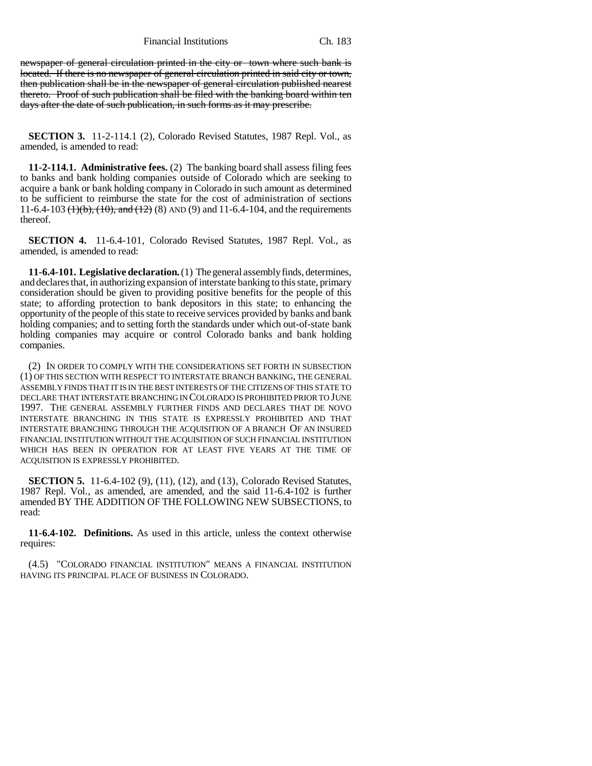~~newspaper of general circulation printed in the city or town where such bank is located. If there is no newspaper of general circulation printed in said city or town, then publication shall be in the newspaper of general circulation published nearest thereto. Proof of such publication shall be filed with the banking board within ten days after the date of such publication, in such forms as it may prescribe.~~

**SECTION 3.** 11-2-114.1 (2), Colorado Revised Statutes, 1987 Repl. Vol., as amended, is amended to read:

**11-2-114.1. Administrative fees.** (2) The banking board shall assess filing fees to banks and bank holding companies outside of Colorado which are seeking to acquire a bank or bank holding company in Colorado in such amount as determined to be sufficient to reimburse the state for the cost of administration of sections 11-6.4-103 ~~(1)(b), (10), and (12)~~ (8) AND (9) and 11-6.4-104, and the requirements thereof.

**SECTION 4.** 11-6.4-101, Colorado Revised Statutes, 1987 Repl. Vol., as amended, is amended to read:

**11-6.4-101. Legislative declaration.** (1) The general assembly finds, determines, and declares that, in authorizing expansion of interstate banking to this state, primary consideration should be given to providing positive benefits for the people of this state; to affording protection to bank depositors in this state; to enhancing the opportunity of the people of this state to receive services provided by banks and bank holding companies; and to setting forth the standards under which out-of-state bank holding companies may acquire or control Colorado banks and bank holding companies.

(2) IN ORDER TO COMPLY WITH THE CONSIDERATIONS SET FORTH IN SUBSECTION (1) OF THIS SECTION WITH RESPECT TO INTERSTATE BRANCH BANKING, THE GENERAL ASSEMBLY FINDS THAT IT IS IN THE BEST INTERESTS OF THE CITIZENS OF THIS STATE TO DECLARE THAT INTERSTATE BRANCHING IN COLORADO IS PROHIBITED PRIOR TO JUNE 1997. THE GENERAL ASSEMBLY FURTHER FINDS AND DECLARES THAT DE NOVO INTERSTATE BRANCHING IN THIS STATE IS EXPRESSLY PROHIBITED AND THAT INTERSTATE BRANCHING THROUGH THE ACQUISITION OF A BRANCH OF AN INSURED FINANCIAL INSTITUTION WITHOUT THE ACQUISITION OF SUCH FINANCIAL INSTITUTION WHICH HAS BEEN IN OPERATION FOR AT LEAST FIVE YEARS AT THE TIME OF ACQUISITION IS EXPRESSLY PROHIBITED.

**SECTION 5.** 11-6.4-102 (9), (11), (12), and (13), Colorado Revised Statutes, 1987 Repl. Vol., as amended, are amended, and the said 11-6.4-102 is further amended BY THE ADDITION OF THE FOLLOWING NEW SUBSECTIONS, to read:

**11-6.4-102. Definitions.** As used in this article, unless the context otherwise requires:

(4.5) "COLORADO FINANCIAL INSTITUTION" MEANS A FINANCIAL INSTITUTION HAVING ITS PRINCIPAL PLACE OF BUSINESS IN COLORADO.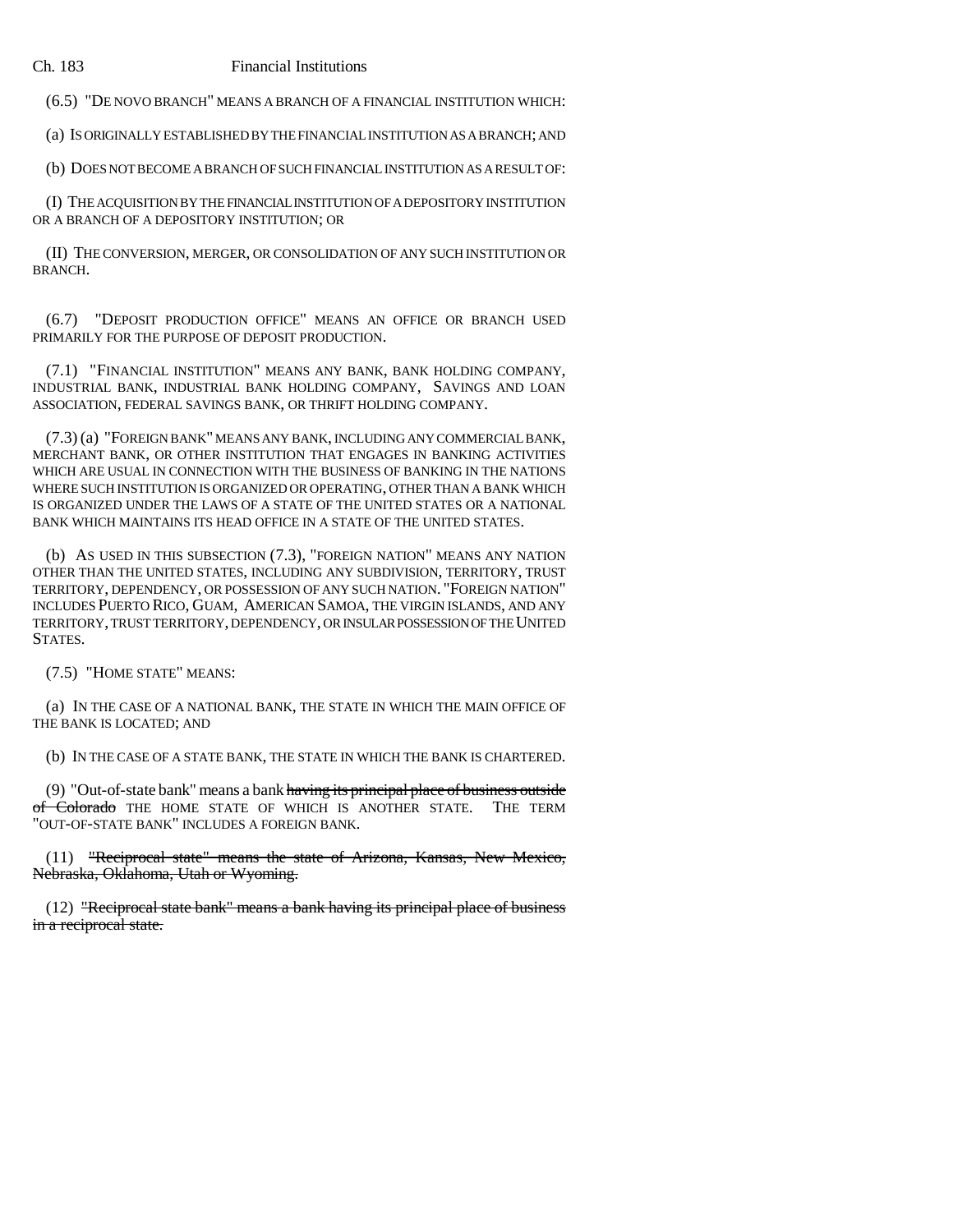(6.5) "DE NOVO BRANCH" MEANS A BRANCH OF A FINANCIAL INSTITUTION WHICH:

(a) IS ORIGINALLY ESTABLISHED BY THE FINANCIAL INSTITUTION AS A BRANCH; AND

(b) DOES NOT BECOME A BRANCH OF SUCH FINANCIAL INSTITUTION AS A RESULT OF:

(I) THE ACQUISITION BY THE FINANCIAL INSTITUTION OF A DEPOSITORY INSTITUTION OR A BRANCH OF A DEPOSITORY INSTITUTION; OR

(II) THE CONVERSION, MERGER, OR CONSOLIDATION OF ANY SUCH INSTITUTION OR BRANCH.

(6.7) "DEPOSIT PRODUCTION OFFICE" MEANS AN OFFICE OR BRANCH USED PRIMARILY FOR THE PURPOSE OF DEPOSIT PRODUCTION.

(7.1) "FINANCIAL INSTITUTION" MEANS ANY BANK, BANK HOLDING COMPANY, INDUSTRIAL BANK, INDUSTRIAL BANK HOLDING COMPANY, SAVINGS AND LOAN ASSOCIATION, FEDERAL SAVINGS BANK, OR THRIFT HOLDING COMPANY.

(7.3) (a) "FOREIGN BANK" MEANS ANY BANK, INCLUDING ANY COMMERCIAL BANK, MERCHANT BANK, OR OTHER INSTITUTION THAT ENGAGES IN BANKING ACTIVITIES WHICH ARE USUAL IN CONNECTION WITH THE BUSINESS OF BANKING IN THE NATIONS WHERE SUCH INSTITUTION IS ORGANIZED OR OPERATING, OTHER THAN A BANK WHICH IS ORGANIZED UNDER THE LAWS OF A STATE OF THE UNITED STATES OR A NATIONAL BANK WHICH MAINTAINS ITS HEAD OFFICE IN A STATE OF THE UNITED STATES.

(b) AS USED IN THIS SUBSECTION (7.3), "FOREIGN NATION" MEANS ANY NATION OTHER THAN THE UNITED STATES, INCLUDING ANY SUBDIVISION, TERRITORY, TRUST TERRITORY, DEPENDENCY, OR POSSESSION OF ANY SUCH NATION. "FOREIGN NATION" INCLUDES PUERTO RICO, GUAM, AMERICAN SAMOA, THE VIRGIN ISLANDS, AND ANY TERRITORY, TRUST TERRITORY, DEPENDENCY, OR INSULAR POSSESSION OF THE UNITED STATES.

(7.5) "HOME STATE" MEANS:

(a) IN THE CASE OF A NATIONAL BANK, THE STATE IN WHICH THE MAIN OFFICE OF THE BANK IS LOCATED; AND

(b) IN THE CASE OF A STATE BANK, THE STATE IN WHICH THE BANK IS CHARTERED.

(9) "Out-of-state bank" means a bank ~~having its principal place of business outside of Colorado~~ THE HOME STATE OF WHICH IS ANOTHER STATE. THE TERM "OUT-OF-STATE BANK" INCLUDES A FOREIGN BANK.

(11) ~~"Reciprocal state" means the state of Arizona, Kansas, New Mexico, Nebraska, Oklahoma, Utah or Wyoming.~~

(12) ~~"Reciprocal state bank" means a bank having its principal place of business in a reciprocal state.~~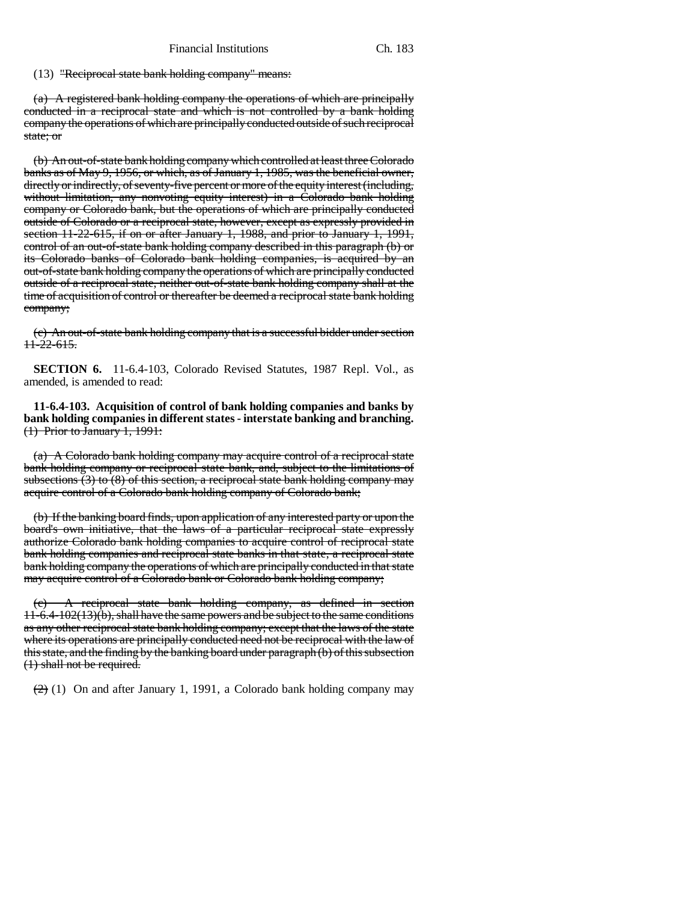(13) ~~"Reciprocal state bank holding company" means:~~

~~(a) A registered bank holding company the operations of which are principally conducted in a reciprocal state and which is not controlled by a bank holding company the operations of which are principally conducted outside of such reciprocal state; or~~

~~(b) An out-of-state bank holding company which controlled at least three Colorado banks as of May 9, 1956, or which, as of January 1, 1985, was the beneficial owner, directly or indirectly, of seventy-five percent or more of the equity interest (including, without limitation, any nonvoting equity interest) in a Colorado bank holding company or Colorado bank, but the operations of which are principally conducted outside of Colorado or a reciprocal state, however, except as expressly provided in section 11-22-615, if on or after January 1, 1988, and prior to January 1, 1991, control of an out-of-state bank holding company described in this paragraph (b) or its Colorado banks of Colorado bank holding companies, is acquired by an out-of-state bank holding company the operations of which are principally conducted outside of a reciprocal state, neither out-of-state bank holding company shall at the time of acquisition of control or thereafter be deemed a reciprocal state bank holding company;~~

~~(c) An out-of-state bank holding company that is a successful bidder under section 11-22-615.~~

**SECTION 6.** 11-6.4-103, Colorado Revised Statutes, 1987 Repl. Vol., as amended, is amended to read:

**11-6.4-103. Acquisition of control of bank holding companies and banks by bank holding companies in different states - interstate banking and branching.** ~~(1) Prior to January 1, 1991:~~

~~(a) A Colorado bank holding company may acquire control of a reciprocal state bank holding company or reciprocal state bank, and, subject to the limitations of subsections (3) to (8) of this section, a reciprocal state bank holding company may acquire control of a Colorado bank holding company of Colorado bank;~~

~~(b) If the banking board finds, upon application of any interested party or upon the board's own initiative, that the laws of a particular reciprocal state expressly authorize Colorado bank holding companies to acquire control of reciprocal state bank holding companies and reciprocal state banks in that state, a reciprocal state bank holding company the operations of which are principally conducted in that state may acquire control of a Colorado bank or Colorado bank holding company;~~

~~(c) A reciprocal state bank holding company, as defined in section 11-6.4-102(13)(b), shall have the same powers and be subject to the same conditions as any other reciprocal state bank holding company; except that the laws of the state where its operations are principally conducted need not be reciprocal with the law of this state, and the finding by the banking board under paragraph (b) of this subsection (1) shall not be required.~~

~~(2)~~ (1) On and after January 1, 1991, a Colorado bank holding company may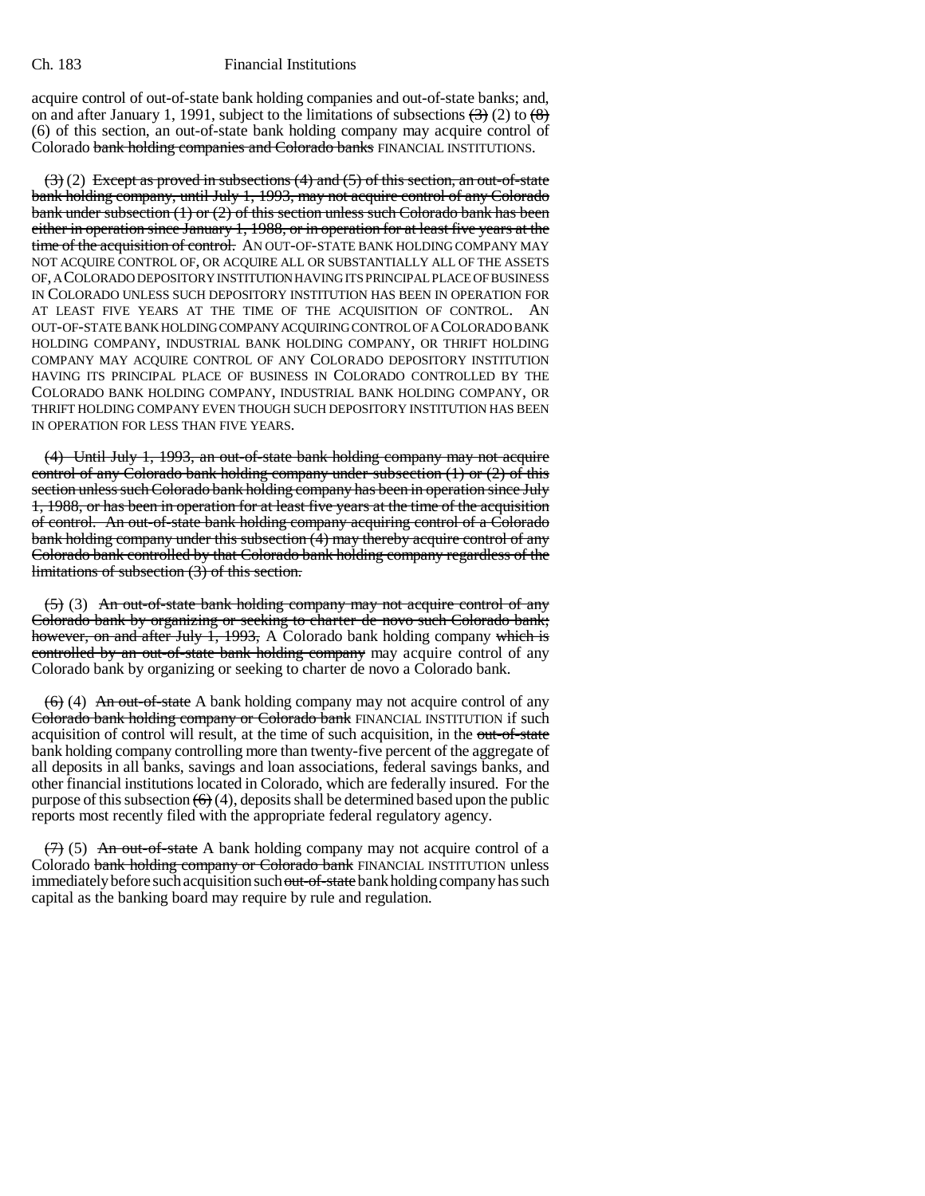acquire control of out-of-state bank holding companies and out-of-state banks; and, on and after January 1, 1991, subject to the limitations of subsections ~~(3)~~ (2) to ~~(8)~~ (6) of this section, an out-of-state bank holding company may acquire control of Colorado ~~bank holding companies and Colorado banks~~ FINANCIAL INSTITUTIONS.

~~(3)~~ (2) ~~Except as proved in subsections (4) and (5) of this section, an out-of-state bank holding company, until July 1, 1993, may not acquire control of any Colorado bank under subsection (1) or (2) of this section unless such Colorado bank has been either in operation since January 1, 1988, or in operation for at least five years at the time of the acquisition of control.~~ AN OUT-OF-STATE BANK HOLDING COMPANY MAY NOT ACQUIRE CONTROL OF, OR ACQUIRE ALL OR SUBSTANTIALLY ALL OF THE ASSETS OF, A COLORADO DEPOSITORY INSTITUTION HAVING ITS PRINCIPAL PLACE OF BUSINESS IN COLORADO UNLESS SUCH DEPOSITORY INSTITUTION HAS BEEN IN OPERATION FOR AT LEAST FIVE YEARS AT THE TIME OF THE ACQUISITION OF CONTROL. AN OUT-OF-STATE BANK HOLDING COMPANY ACQUIRING CONTROL OF A COLORADO BANK HOLDING COMPANY, INDUSTRIAL BANK HOLDING COMPANY, OR THRIFT HOLDING COMPANY MAY ACQUIRE CONTROL OF ANY COLORADO DEPOSITORY INSTITUTION HAVING ITS PRINCIPAL PLACE OF BUSINESS IN COLORADO CONTROLLED BY THE COLORADO BANK HOLDING COMPANY, INDUSTRIAL BANK HOLDING COMPANY, OR THRIFT HOLDING COMPANY EVEN THOUGH SUCH DEPOSITORY INSTITUTION HAS BEEN IN OPERATION FOR LESS THAN FIVE YEARS.

~~(4) Until July 1, 1993, an out-of-state bank holding company may not acquire control of any Colorado bank holding company under subsection (1) or (2) of this section unless such Colorado bank holding company has been in operation since July 1, 1988, or has been in operation for at least five years at the time of the acquisition of control. An out-of-state bank holding company acquiring control of a Colorado bank holding company under this subsection (4) may thereby acquire control of any Colorado bank controlled by that Colorado bank holding company regardless of the limitations of subsection (3) of this section.~~

~~(5)~~ (3) ~~An out-of-state bank holding company may not acquire control of any Colorado bank by organizing or seeking to charter de novo such Colorado bank; however, on and after July 1, 1993,~~ A Colorado bank holding company ~~which is controlled by an out-of-state bank holding company~~ may acquire control of any Colorado bank by organizing or seeking to charter de novo a Colorado bank.

~~(6)~~ (4) ~~An out-of-state~~ A bank holding company may not acquire control of any ~~Colorado bank holding company or Colorado bank~~ FINANCIAL INSTITUTION if such acquisition of control will result, at the time of such acquisition, in the ~~out-of-state~~ bank holding company controlling more than twenty-five percent of the aggregate of all deposits in all banks, savings and loan associations, federal savings banks, and other financial institutions located in Colorado, which are federally insured. For the purpose of this subsection ~~(6)~~ (4), deposits shall be determined based upon the public reports most recently filed with the appropriate federal regulatory agency.

~~(7)~~ (5) ~~An out-of-state~~ A bank holding company may not acquire control of a Colorado ~~bank holding company or Colorado bank~~ FINANCIAL INSTITUTION unless immediately before such acquisition such ~~out-of-state~~ bank holding company has such capital as the banking board may require by rule and regulation.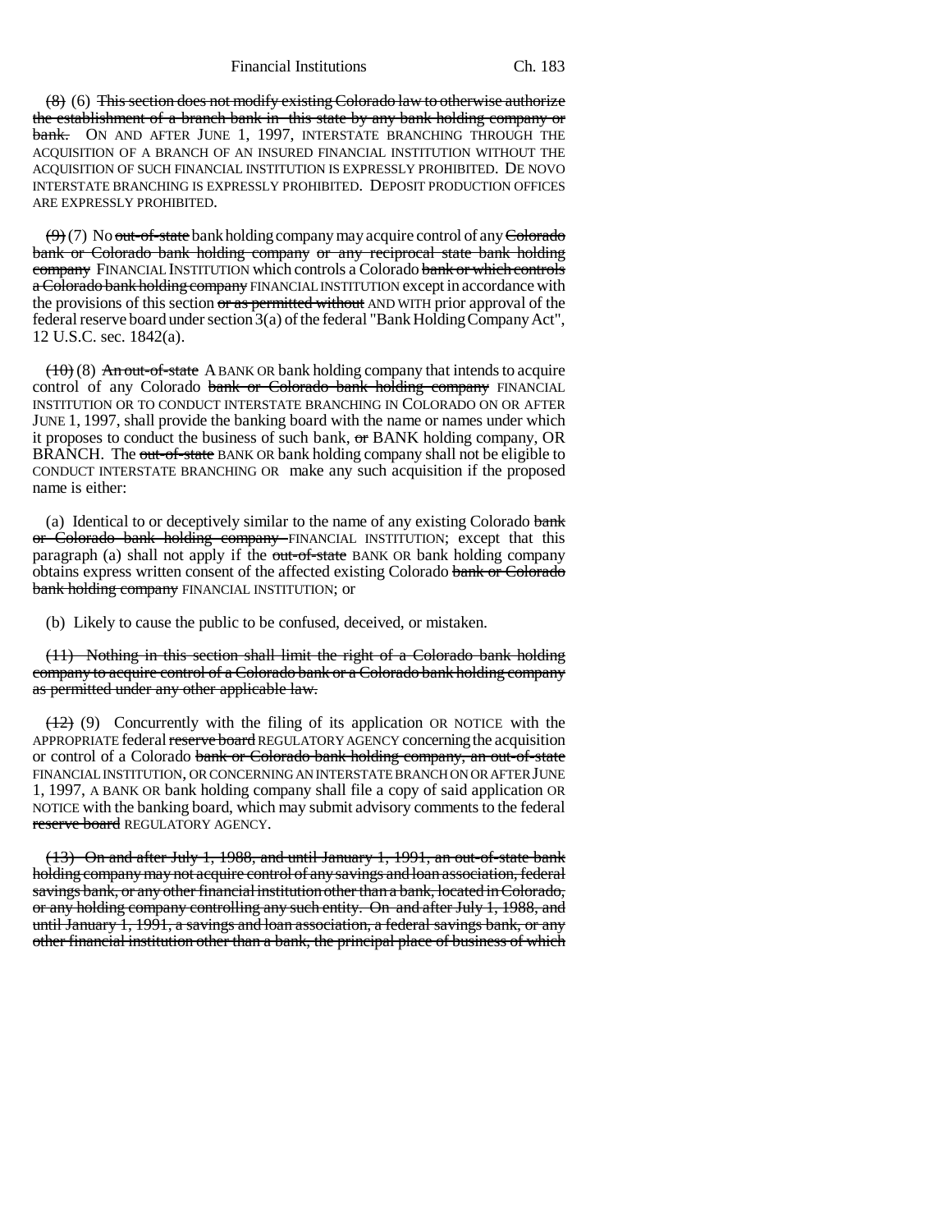~~(8)~~ (6) ~~This section does not modify existing Colorado law to otherwise authorize the establishment of a branch bank in this state by any bank holding company or bank.~~ ON AND AFTER JUNE 1, 1997, INTERSTATE BRANCHING THROUGH THE ACQUISITION OF A BRANCH OF AN INSURED FINANCIAL INSTITUTION WITHOUT THE ACQUISITION OF SUCH FINANCIAL INSTITUTION IS EXPRESSLY PROHIBITED. DE NOVO INTERSTATE BRANCHING IS EXPRESSLY PROHIBITED. DEPOSIT PRODUCTION OFFICES ARE EXPRESSLY PROHIBITED.

~~(9)~~ (7) No ~~out-of-state~~ bank holding company may acquire control of any ~~Colorado bank or Colorado bank holding company or any reciprocal state bank holding company~~ FINANCIAL INSTITUTION which controls a Colorado ~~bank or which controls a Colorado bank holding company~~ FINANCIAL INSTITUTION except in accordance with the provisions of this section ~~or as permitted without~~ AND WITH prior approval of the federal reserve board under section 3(a) of the federal "Bank Holding Company Act", 12 U.S.C. sec. 1842(a).

~~(10)~~ (8) ~~An out-of-state~~ A BANK OR bank holding company that intends to acquire control of any Colorado ~~bank or Colorado bank holding company~~ FINANCIAL INSTITUTION OR TO CONDUCT INTERSTATE BRANCHING IN COLORADO ON OR AFTER JUNE 1, 1997, shall provide the banking board with the name or names under which it proposes to conduct the business of such bank, ~~or~~ BANK holding company, OR BRANCH. The ~~out-of-state~~ BANK OR bank holding company shall not be eligible to CONDUCT INTERSTATE BRANCHING OR make any such acquisition if the proposed name is either:

(a) Identical to or deceptively similar to the name of any existing Colorado ~~bank or Colorado bank holding company~~ FINANCIAL INSTITUTION; except that this paragraph (a) shall not apply if the ~~out-of-state~~ BANK OR bank holding company obtains express written consent of the affected existing Colorado ~~bank or Colorado bank holding company~~ FINANCIAL INSTITUTION; or

(b) Likely to cause the public to be confused, deceived, or mistaken.

~~(11) Nothing in this section shall limit the right of a Colorado bank holding company to acquire control of a Colorado bank or a Colorado bank holding company as permitted under any other applicable law.~~

~~(12)~~ (9) Concurrently with the filing of its application OR NOTICE with the APPROPRIATE federal ~~reserve board~~ REGULATORY AGENCY concerning the acquisition or control of a Colorado ~~bank or Colorado bank holding company, an out-of-state~~ FINANCIAL INSTITUTION, OR CONCERNING AN INTERSTATE BRANCH ON OR AFTER JUNE 1, 1997, A BANK OR bank holding company shall file a copy of said application OR NOTICE with the banking board, which may submit advisory comments to the federal ~~reserve board~~ REGULATORY AGENCY.

~~(13) On and after July 1, 1988, and until January 1, 1991, an out-of-state bank holding company may not acquire control of any savings and loan association, federal savings bank, or any other financial institution other than a bank, located in Colorado, or any holding company controlling any such entity. On and after July 1, 1988, and until January 1, 1991, a savings and loan association, a federal savings bank, or any other financial institution other than a bank, the principal place of business of which~~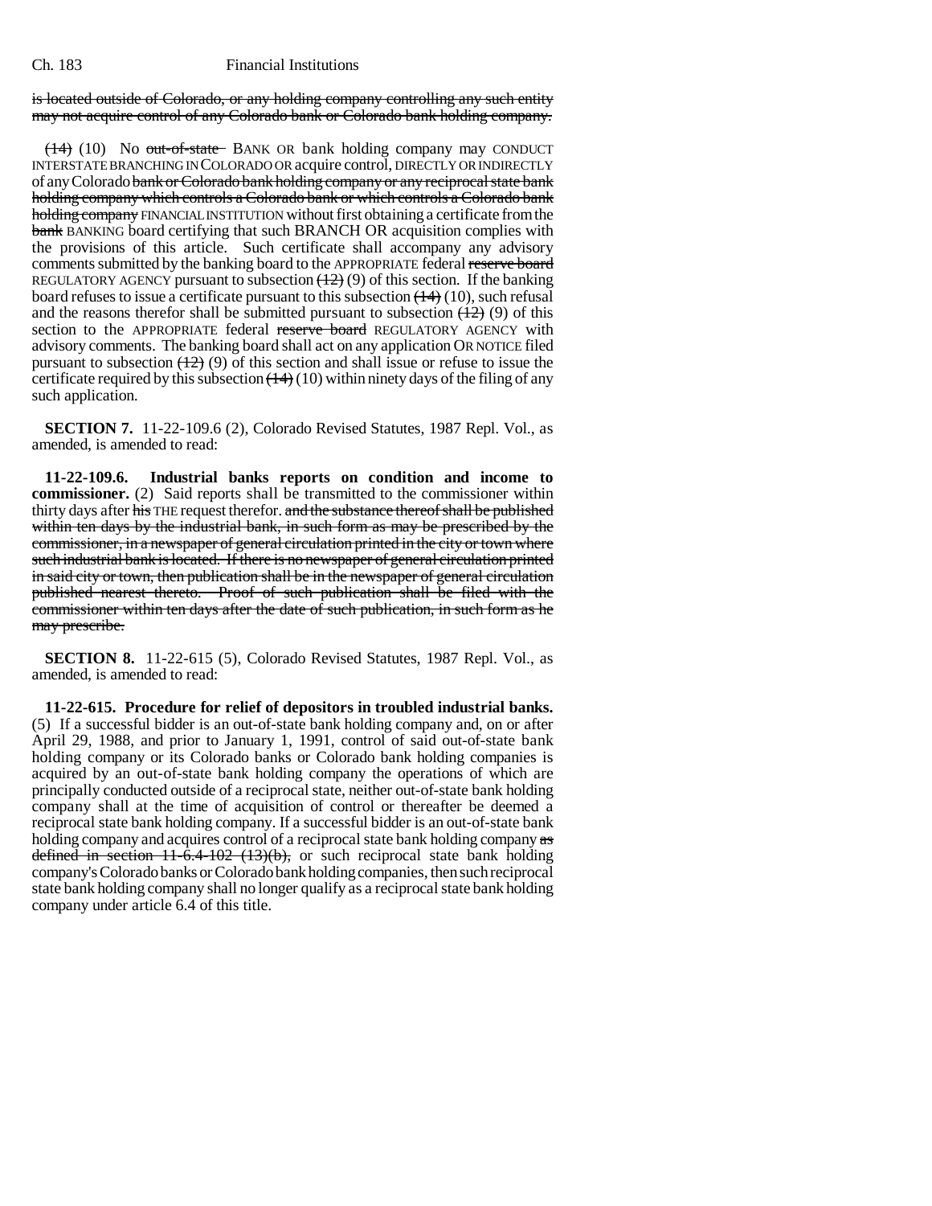is located outside of Colorado, or any holding company controlling any such entity may not acquire control of any Colorado bank or Colorado bank holding company.

~~(14)~~ (10) No ~~out-of-state~~ BANK OR bank holding company may CONDUCT INTERSTATE BRANCHING IN COLORADO OR acquire control, DIRECTLY OR INDIRECTLY of any Colorado ~~bank or Colorado bank holding company or any reciprocal state bank holding company which controls a Colorado bank or which controls a Colorado bank holding company~~ FINANCIAL INSTITUTION without first obtaining a certificate from the ~~bank~~ BANKING board certifying that such BRANCH OR acquisition complies with the provisions of this article. Such certificate shall accompany any advisory comments submitted by the banking board to the APPROPRIATE federal ~~reserve board~~ REGULATORY AGENCY pursuant to subsection ~~(12)~~ (9) of this section. If the banking board refuses to issue a certificate pursuant to this subsection ~~(14)~~ (10), such refusal and the reasons therefor shall be submitted pursuant to subsection ~~(12)~~ (9) of this section to the APPROPRIATE federal ~~reserve board~~ REGULATORY AGENCY with advisory comments. The banking board shall act on any application OR NOTICE filed pursuant to subsection ~~(12)~~ (9) of this section and shall issue or refuse to issue the certificate required by this subsection ~~(14)~~ (10) within ninety days of the filing of any such application.

**SECTION 7.** 11-22-109.6 (2), Colorado Revised Statutes, 1987 Repl. Vol., as amended, is amended to read:

**11-22-109.6. Industrial banks reports on condition and income to commissioner.** (2) Said reports shall be transmitted to the commissioner within thirty days after ~~his~~ THE request therefor. ~~and the substance thereof shall be published within ten days by the industrial bank, in such form as may be prescribed by the commissioner, in a newspaper of general circulation printed in the city or town where such industrial bank is located. If there is no newspaper of general circulation printed in said city or town, then publication shall be in the newspaper of general circulation published nearest thereto. Proof of such publication shall be filed with the commissioner within ten days after the date of such publication, in such form as he may prescribe.~~

**SECTION 8.** 11-22-615 (5), Colorado Revised Statutes, 1987 Repl. Vol., as amended, is amended to read:

**11-22-615. Procedure for relief of depositors in troubled industrial banks.** (5) If a successful bidder is an out-of-state bank holding company and, on or after April 29, 1988, and prior to January 1, 1991, control of said out-of-state bank holding company or its Colorado banks or Colorado bank holding companies is acquired by an out-of-state bank holding company the operations of which are principally conducted outside of a reciprocal state, neither out-of-state bank holding company shall at the time of acquisition of control or thereafter be deemed a reciprocal state bank holding company. If a successful bidder is an out-of-state bank holding company and acquires control of a reciprocal state bank holding company ~~as defined in section 11-6.4-102 (13)(b),~~ or such reciprocal state bank holding company's Colorado banks or Colorado bank holding companies, then such reciprocal state bank holding company shall no longer qualify as a reciprocal state bank holding company under article 6.4 of this title.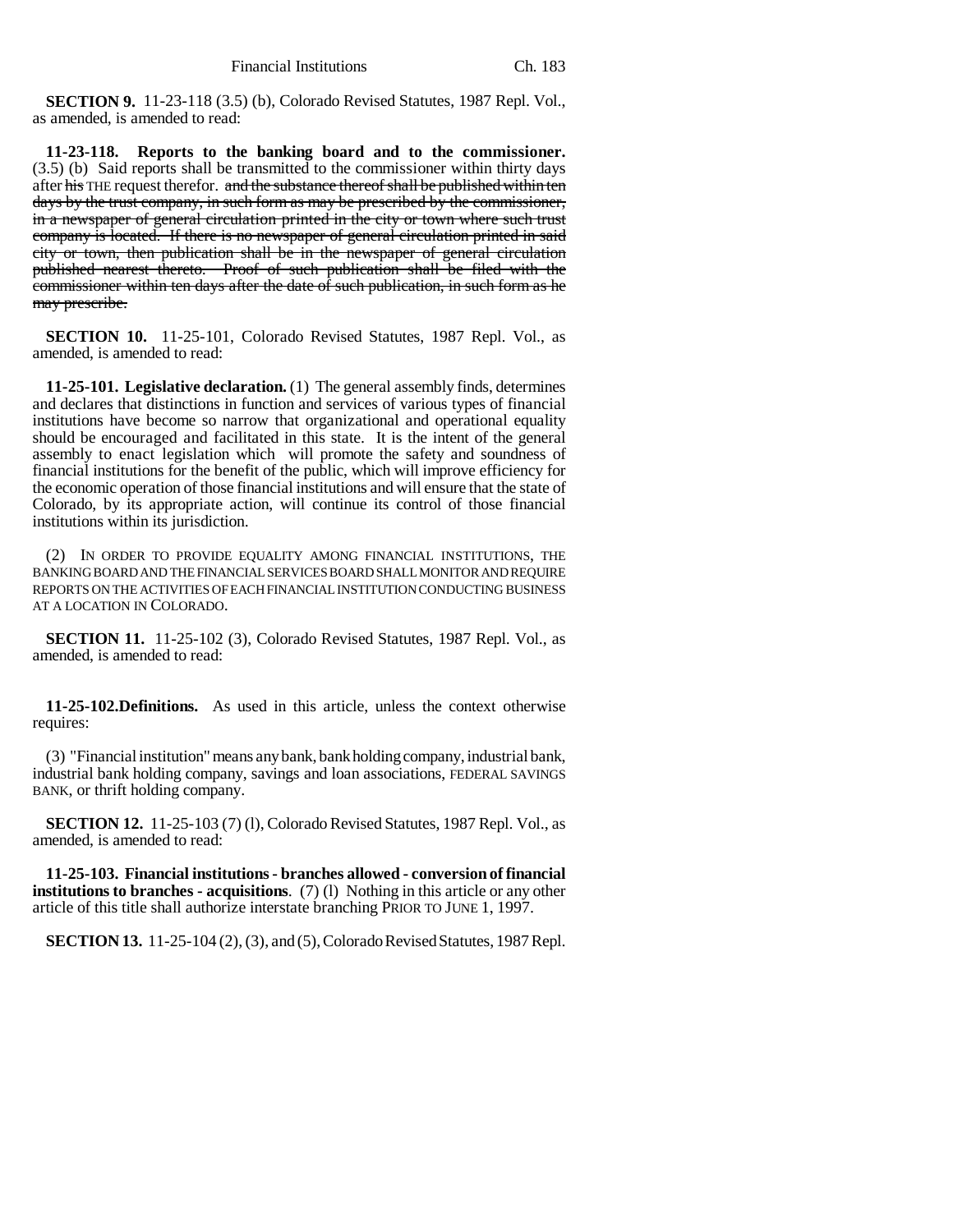**SECTION 9.** 11-23-118 (3.5) (b), Colorado Revised Statutes, 1987 Repl. Vol., as amended, is amended to read:

**11-23-118. Reports to the banking board and to the commissioner.** (3.5) (b) Said reports shall be transmitted to the commissioner within thirty days after ~~his~~ THE request therefor. ~~and the substance thereof shall be published within ten days by the trust company, in such form as may be prescribed by the commissioner, in a newspaper of general circulation printed in the city or town where such trust company is located. If there is no newspaper of general circulation printed in said city or town, then publication shall be in the newspaper of general circulation published nearest thereto. Proof of such publication shall be filed with the commissioner within ten days after the date of such publication, in such form as he may prescribe.~~

**SECTION 10.** 11-25-101, Colorado Revised Statutes, 1987 Repl. Vol., as amended, is amended to read:

**11-25-101. Legislative declaration.** (1) The general assembly finds, determines and declares that distinctions in function and services of various types of financial institutions have become so narrow that organizational and operational equality should be encouraged and facilitated in this state. It is the intent of the general assembly to enact legislation which will promote the safety and soundness of financial institutions for the benefit of the public, which will improve efficiency for the economic operation of those financial institutions and will ensure that the state of Colorado, by its appropriate action, will continue its control of those financial institutions within its jurisdiction.

(2) IN ORDER TO PROVIDE EQUALITY AMONG FINANCIAL INSTITUTIONS, THE BANKING BOARD AND THE FINANCIAL SERVICES BOARD SHALL MONITOR AND REQUIRE REPORTS ON THE ACTIVITIES OF EACH FINANCIAL INSTITUTION CONDUCTING BUSINESS AT A LOCATION IN COLORADO.

**SECTION 11.** 11-25-102 (3), Colorado Revised Statutes, 1987 Repl. Vol., as amended, is amended to read:

**11-25-102. Definitions.** As used in this article, unless the context otherwise requires:

(3) "Financial institution" means any bank, bank holding company, industrial bank, industrial bank holding company, savings and loan associations, FEDERAL SAVINGS BANK, or thrift holding company.

**SECTION 12.** 11-25-103 (7) (l), Colorado Revised Statutes, 1987 Repl. Vol., as amended, is amended to read:

**11-25-103. Financial institutions - branches allowed - conversion of financial institutions to branches - acquisitions**. (7) (l) Nothing in this article or any other article of this title shall authorize interstate branching PRIOR TO JUNE 1, 1997.

**SECTION 13.** 11-25-104 (2), (3), and (5), Colorado Revised Statutes, 1987 Repl.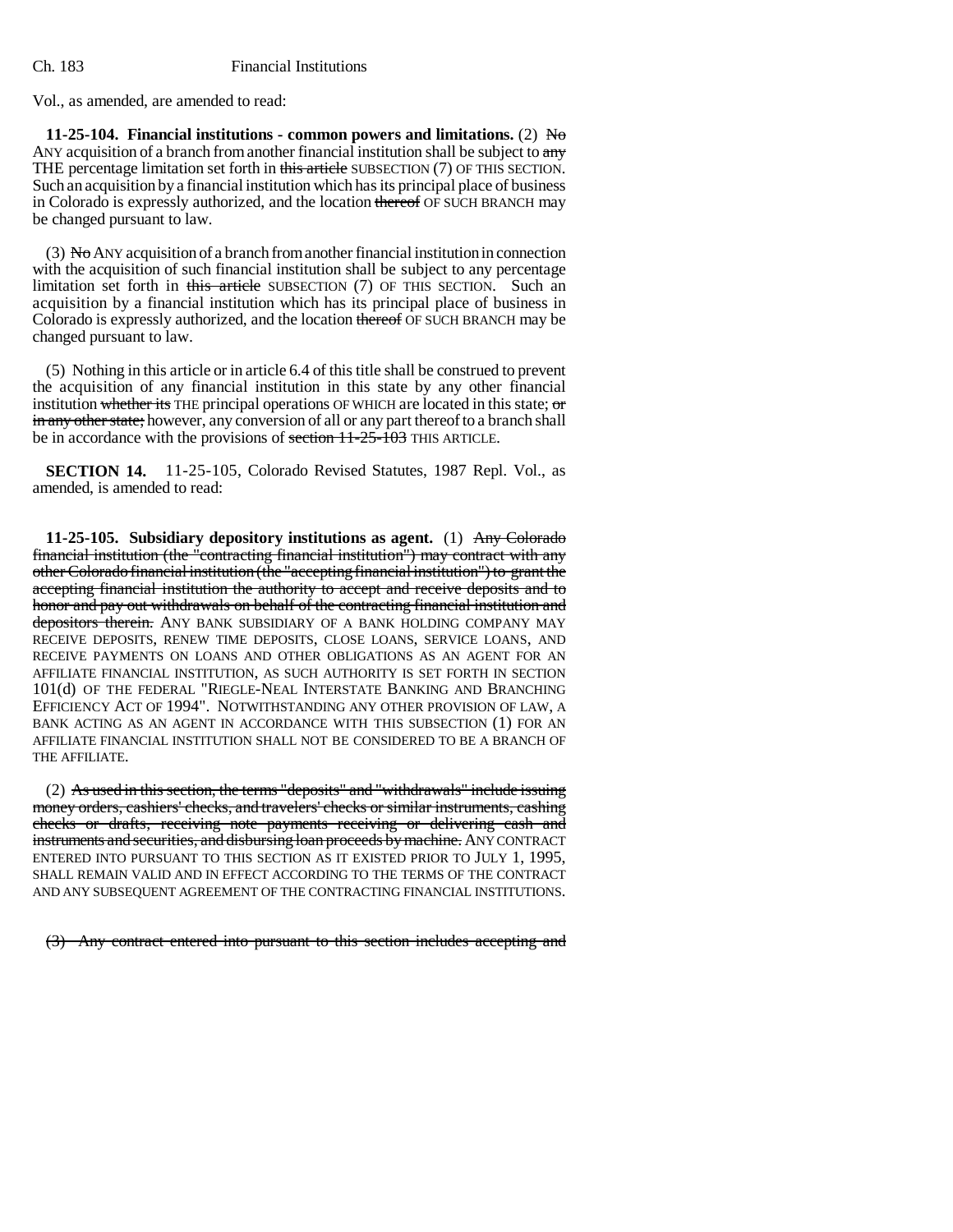Vol., as amended, are amended to read:

**11-25-104. Financial institutions - common powers and limitations.** (2) ~~No~~ ANY acquisition of a branch from another financial institution shall be subject to ~~any~~ THE percentage limitation set forth in ~~this article~~ SUBSECTION (7) OF THIS SECTION. Such an acquisition by a financial institution which has its principal place of business in Colorado is expressly authorized, and the location ~~thereof~~ OF SUCH BRANCH may be changed pursuant to law.

(3) ~~No~~ ANY acquisition of a branch from another financial institution in connection with the acquisition of such financial institution shall be subject to any percentage limitation set forth in ~~this article~~ SUBSECTION (7) OF THIS SECTION. Such an acquisition by a financial institution which has its principal place of business in Colorado is expressly authorized, and the location ~~thereof~~ OF SUCH BRANCH may be changed pursuant to law.

(5) Nothing in this article or in article 6.4 of this title shall be construed to prevent the acquisition of any financial institution in this state by any other financial institution ~~whether its~~ THE principal operations OF WHICH are located in this state; ~~or in any other state;~~ however, any conversion of all or any part thereof to a branch shall be in accordance with the provisions of ~~section 11-25-103~~ THIS ARTICLE.

**SECTION 14.** 11-25-105, Colorado Revised Statutes, 1987 Repl. Vol., as amended, is amended to read:

**11-25-105. Subsidiary depository institutions as agent.** (1) ~~Any Colorado financial institution (the "contracting financial institution") may contract with any other Colorado financial institution (the "accepting financial institution") to grant the accepting financial institution the authority to accept and receive deposits and to honor and pay out withdrawals on behalf of the contracting financial institution and depositors therein.~~ ANY BANK SUBSIDIARY OF A BANK HOLDING COMPANY MAY RECEIVE DEPOSITS, RENEW TIME DEPOSITS, CLOSE LOANS, SERVICE LOANS, AND RECEIVE PAYMENTS ON LOANS AND OTHER OBLIGATIONS AS AN AGENT FOR AN AFFILIATE FINANCIAL INSTITUTION, AS SUCH AUTHORITY IS SET FORTH IN SECTION 101(d) OF THE FEDERAL "RIEGLE-NEAL INTERSTATE BANKING AND BRANCHING EFFICIENCY ACT OF 1994". NOTWITHSTANDING ANY OTHER PROVISION OF LAW, A BANK ACTING AS AN AGENT IN ACCORDANCE WITH THIS SUBSECTION (1) FOR AN AFFILIATE FINANCIAL INSTITUTION SHALL NOT BE CONSIDERED TO BE A BRANCH OF THE AFFILIATE.

(2) ~~As used in this section, the terms "deposits" and "withdrawals" include issuing money orders, cashiers' checks, and travelers' checks or similar instruments, cashing checks or drafts, receiving note payments receiving or delivering cash and instruments and securities, and disbursing loan proceeds by machine.~~ ANY CONTRACT ENTERED INTO PURSUANT TO THIS SECTION AS IT EXISTED PRIOR TO JULY 1, 1995, SHALL REMAIN VALID AND IN EFFECT ACCORDING TO THE TERMS OF THE CONTRACT AND ANY SUBSEQUENT AGREEMENT OF THE CONTRACTING FINANCIAL INSTITUTIONS.

~~(3) Any contract entered into pursuant to this section includes accepting and~~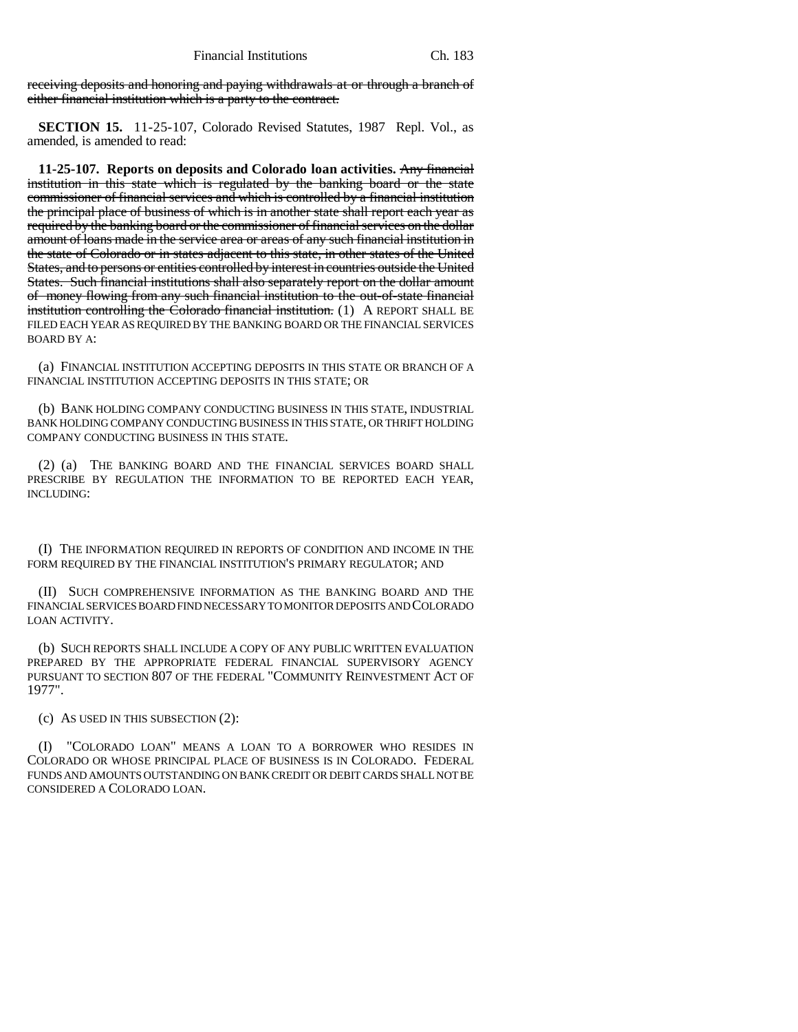~~receiving deposits and honoring and paying withdrawals at or through a branch of either financial institution which is a party to the contract.~~

**SECTION 15.** 11-25-107, Colorado Revised Statutes, 1987 Repl. Vol., as amended, is amended to read:

**11-25-107. Reports on deposits and Colorado loan activities.** ~~Any financial institution in this state which is regulated by the banking board or the state commissioner of financial services and which is controlled by a financial institution the principal place of business of which is in another state shall report each year as required by the banking board or the commissioner of financial services on the dollar amount of loans made in the service area or areas of any such financial institution in the state of Colorado or in states adjacent to this state, in other states of the United States, and to persons or entities controlled by interest in countries outside the United States. Such financial institutions shall also separately report on the dollar amount of money flowing from any such financial institution to the out-of-state financial institution controlling the Colorado financial institution.~~ (1) A REPORT SHALL BE FILED EACH YEAR AS REQUIRED BY THE BANKING BOARD OR THE FINANCIAL SERVICES BOARD BY A:

(a) FINANCIAL INSTITUTION ACCEPTING DEPOSITS IN THIS STATE OR BRANCH OF A FINANCIAL INSTITUTION ACCEPTING DEPOSITS IN THIS STATE; OR

(b) BANK HOLDING COMPANY CONDUCTING BUSINESS IN THIS STATE, INDUSTRIAL BANK HOLDING COMPANY CONDUCTING BUSINESS IN THIS STATE, OR THRIFT HOLDING COMPANY CONDUCTING BUSINESS IN THIS STATE.

(2) (a) THE BANKING BOARD AND THE FINANCIAL SERVICES BOARD SHALL PRESCRIBE BY REGULATION THE INFORMATION TO BE REPORTED EACH YEAR, INCLUDING:

(I) THE INFORMATION REQUIRED IN REPORTS OF CONDITION AND INCOME IN THE FORM REQUIRED BY THE FINANCIAL INSTITUTION'S PRIMARY REGULATOR; AND

(II) SUCH COMPREHENSIVE INFORMATION AS THE BANKING BOARD AND THE FINANCIAL SERVICES BOARD FIND NECESSARY TO MONITOR DEPOSITS AND COLORADO LOAN ACTIVITY.

(b) SUCH REPORTS SHALL INCLUDE A COPY OF ANY PUBLIC WRITTEN EVALUATION PREPARED BY THE APPROPRIATE FEDERAL FINANCIAL SUPERVISORY AGENCY PURSUANT TO SECTION 807 OF THE FEDERAL "COMMUNITY REINVESTMENT ACT OF 1977".

(c) AS USED IN THIS SUBSECTION (2):

(I) "COLORADO LOAN" MEANS A LOAN TO A BORROWER WHO RESIDES IN COLORADO OR WHOSE PRINCIPAL PLACE OF BUSINESS IS IN COLORADO. FEDERAL FUNDS AND AMOUNTS OUTSTANDING ON BANK CREDIT OR DEBIT CARDS SHALL NOT BE CONSIDERED A COLORADO LOAN.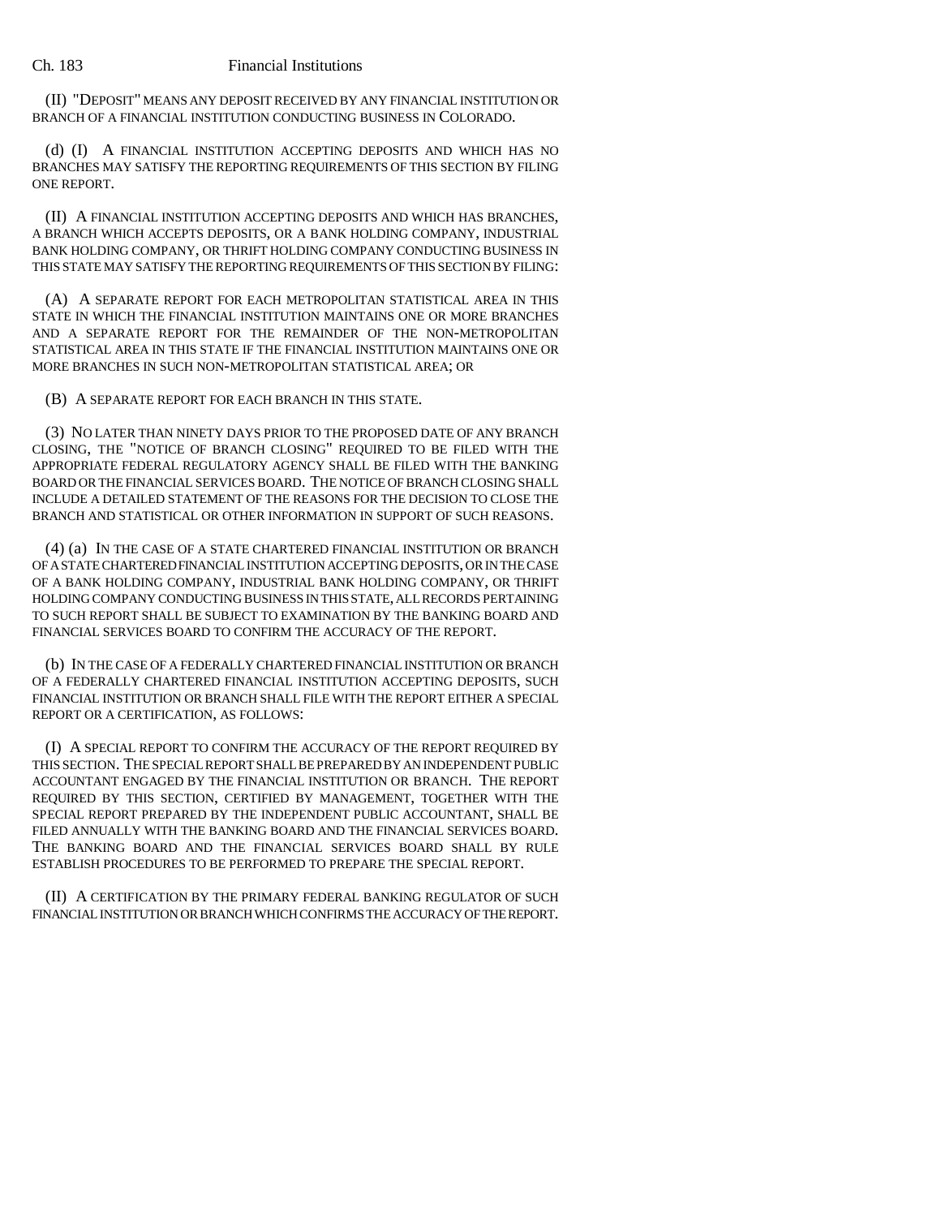(II) "DEPOSIT" MEANS ANY DEPOSIT RECEIVED BY ANY FINANCIAL INSTITUTION OR BRANCH OF A FINANCIAL INSTITUTION CONDUCTING BUSINESS IN COLORADO.

(d) (I) A FINANCIAL INSTITUTION ACCEPTING DEPOSITS AND WHICH HAS NO BRANCHES MAY SATISFY THE REPORTING REQUIREMENTS OF THIS SECTION BY FILING ONE REPORT.

(II) A FINANCIAL INSTITUTION ACCEPTING DEPOSITS AND WHICH HAS BRANCHES, A BRANCH WHICH ACCEPTS DEPOSITS, OR A BANK HOLDING COMPANY, INDUSTRIAL BANK HOLDING COMPANY, OR THRIFT HOLDING COMPANY CONDUCTING BUSINESS IN THIS STATE MAY SATISFY THE REPORTING REQUIREMENTS OF THIS SECTION BY FILING:

(A) A SEPARATE REPORT FOR EACH METROPOLITAN STATISTICAL AREA IN THIS STATE IN WHICH THE FINANCIAL INSTITUTION MAINTAINS ONE OR MORE BRANCHES AND A SEPARATE REPORT FOR THE REMAINDER OF THE NON-METROPOLITAN STATISTICAL AREA IN THIS STATE IF THE FINANCIAL INSTITUTION MAINTAINS ONE OR MORE BRANCHES IN SUCH NON-METROPOLITAN STATISTICAL AREA; OR

(B) A SEPARATE REPORT FOR EACH BRANCH IN THIS STATE.

(3) NO LATER THAN NINETY DAYS PRIOR TO THE PROPOSED DATE OF ANY BRANCH CLOSING, THE "NOTICE OF BRANCH CLOSING" REQUIRED TO BE FILED WITH THE APPROPRIATE FEDERAL REGULATORY AGENCY SHALL BE FILED WITH THE BANKING BOARD OR THE FINANCIAL SERVICES BOARD. THE NOTICE OF BRANCH CLOSING SHALL INCLUDE A DETAILED STATEMENT OF THE REASONS FOR THE DECISION TO CLOSE THE BRANCH AND STATISTICAL OR OTHER INFORMATION IN SUPPORT OF SUCH REASONS.

(4) (a) IN THE CASE OF A STATE CHARTERED FINANCIAL INSTITUTION OR BRANCH OF A STATE CHARTERED FINANCIAL INSTITUTION ACCEPTING DEPOSITS, OR IN THE CASE OF A BANK HOLDING COMPANY, INDUSTRIAL BANK HOLDING COMPANY, OR THRIFT HOLDING COMPANY CONDUCTING BUSINESS IN THIS STATE, ALL RECORDS PERTAINING TO SUCH REPORT SHALL BE SUBJECT TO EXAMINATION BY THE BANKING BOARD AND FINANCIAL SERVICES BOARD TO CONFIRM THE ACCURACY OF THE REPORT.

(b) IN THE CASE OF A FEDERALLY CHARTERED FINANCIAL INSTITUTION OR BRANCH OF A FEDERALLY CHARTERED FINANCIAL INSTITUTION ACCEPTING DEPOSITS, SUCH FINANCIAL INSTITUTION OR BRANCH SHALL FILE WITH THE REPORT EITHER A SPECIAL REPORT OR A CERTIFICATION, AS FOLLOWS:

(I) A SPECIAL REPORT TO CONFIRM THE ACCURACY OF THE REPORT REQUIRED BY THIS SECTION. THE SPECIAL REPORT SHALL BE PREPARED BY AN INDEPENDENT PUBLIC ACCOUNTANT ENGAGED BY THE FINANCIAL INSTITUTION OR BRANCH. THE REPORT REQUIRED BY THIS SECTION, CERTIFIED BY MANAGEMENT, TOGETHER WITH THE SPECIAL REPORT PREPARED BY THE INDEPENDENT PUBLIC ACCOUNTANT, SHALL BE FILED ANNUALLY WITH THE BANKING BOARD AND THE FINANCIAL SERVICES BOARD. THE BANKING BOARD AND THE FINANCIAL SERVICES BOARD SHALL BY RULE ESTABLISH PROCEDURES TO BE PERFORMED TO PREPARE THE SPECIAL REPORT.

(II) A CERTIFICATION BY THE PRIMARY FEDERAL BANKING REGULATOR OF SUCH FINANCIAL INSTITUTION OR BRANCH WHICH CONFIRMS THE ACCURACY OF THE REPORT.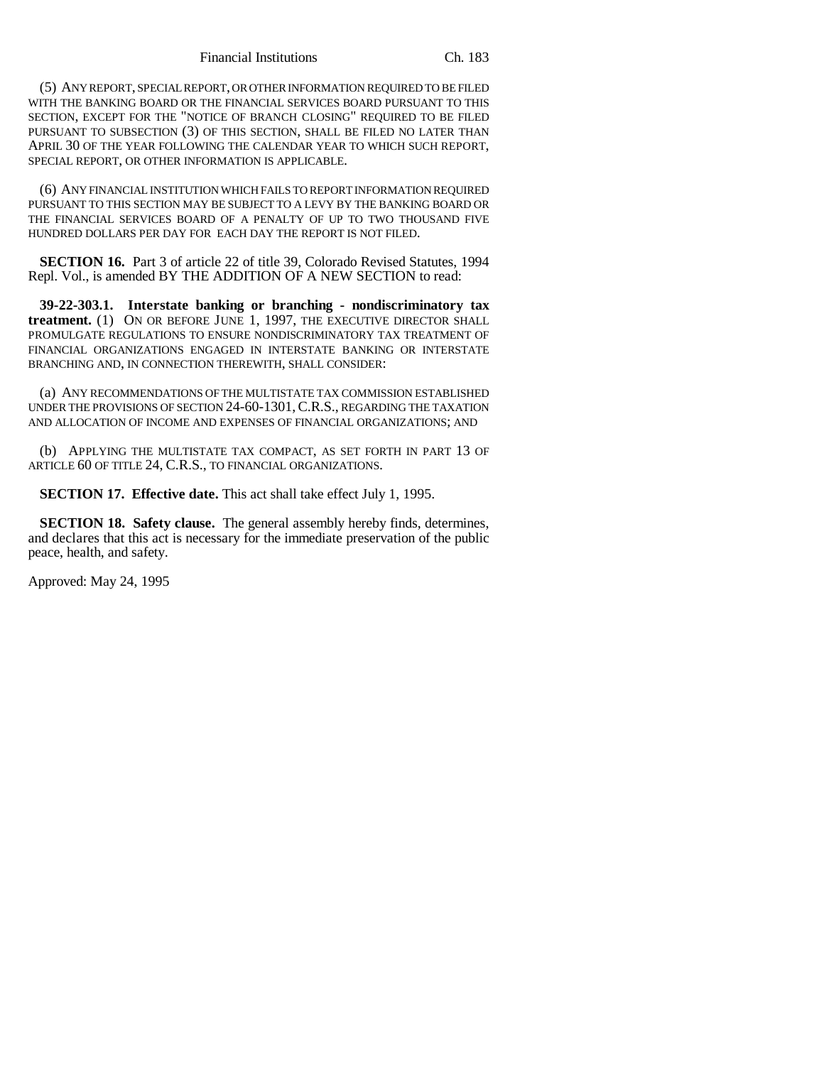(5) ANY REPORT, SPECIAL REPORT, OR OTHER INFORMATION REQUIRED TO BE FILED WITH THE BANKING BOARD OR THE FINANCIAL SERVICES BOARD PURSUANT TO THIS SECTION, EXCEPT FOR THE "NOTICE OF BRANCH CLOSING" REQUIRED TO BE FILED PURSUANT TO SUBSECTION (3) OF THIS SECTION, SHALL BE FILED NO LATER THAN APRIL 30 OF THE YEAR FOLLOWING THE CALENDAR YEAR TO WHICH SUCH REPORT, SPECIAL REPORT, OR OTHER INFORMATION IS APPLICABLE.

(6) ANY FINANCIAL INSTITUTION WHICH FAILS TO REPORT INFORMATION REQUIRED PURSUANT TO THIS SECTION MAY BE SUBJECT TO A LEVY BY THE BANKING BOARD OR THE FINANCIAL SERVICES BOARD OF A PENALTY OF UP TO TWO THOUSAND FIVE HUNDRED DOLLARS PER DAY FOR EACH DAY THE REPORT IS NOT FILED.

**SECTION 16.** Part 3 of article 22 of title 39, Colorado Revised Statutes, 1994 Repl. Vol., is amended BY THE ADDITION OF A NEW SECTION to read:

**39-22-303.1. Interstate banking or branching - nondiscriminatory tax treatment.** (1) ON OR BEFORE JUNE 1, 1997, THE EXECUTIVE DIRECTOR SHALL PROMULGATE REGULATIONS TO ENSURE NONDISCRIMINATORY TAX TREATMENT OF FINANCIAL ORGANIZATIONS ENGAGED IN INTERSTATE BANKING OR INTERSTATE BRANCHING AND, IN CONNECTION THEREWITH, SHALL CONSIDER:

(a) ANY RECOMMENDATIONS OF THE MULTISTATE TAX COMMISSION ESTABLISHED UNDER THE PROVISIONS OF SECTION 24-60-1301, C.R.S., REGARDING THE TAXATION AND ALLOCATION OF INCOME AND EXPENSES OF FINANCIAL ORGANIZATIONS; AND

(b) APPLYING THE MULTISTATE TAX COMPACT, AS SET FORTH IN PART 13 OF ARTICLE 60 OF TITLE 24, C.R.S., TO FINANCIAL ORGANIZATIONS.

**SECTION 17. Effective date.** This act shall take effect July 1, 1995.

**SECTION 18. Safety clause.** The general assembly hereby finds, determines, and declares that this act is necessary for the immediate preservation of the public peace, health, and safety.

Approved: May 24, 1995